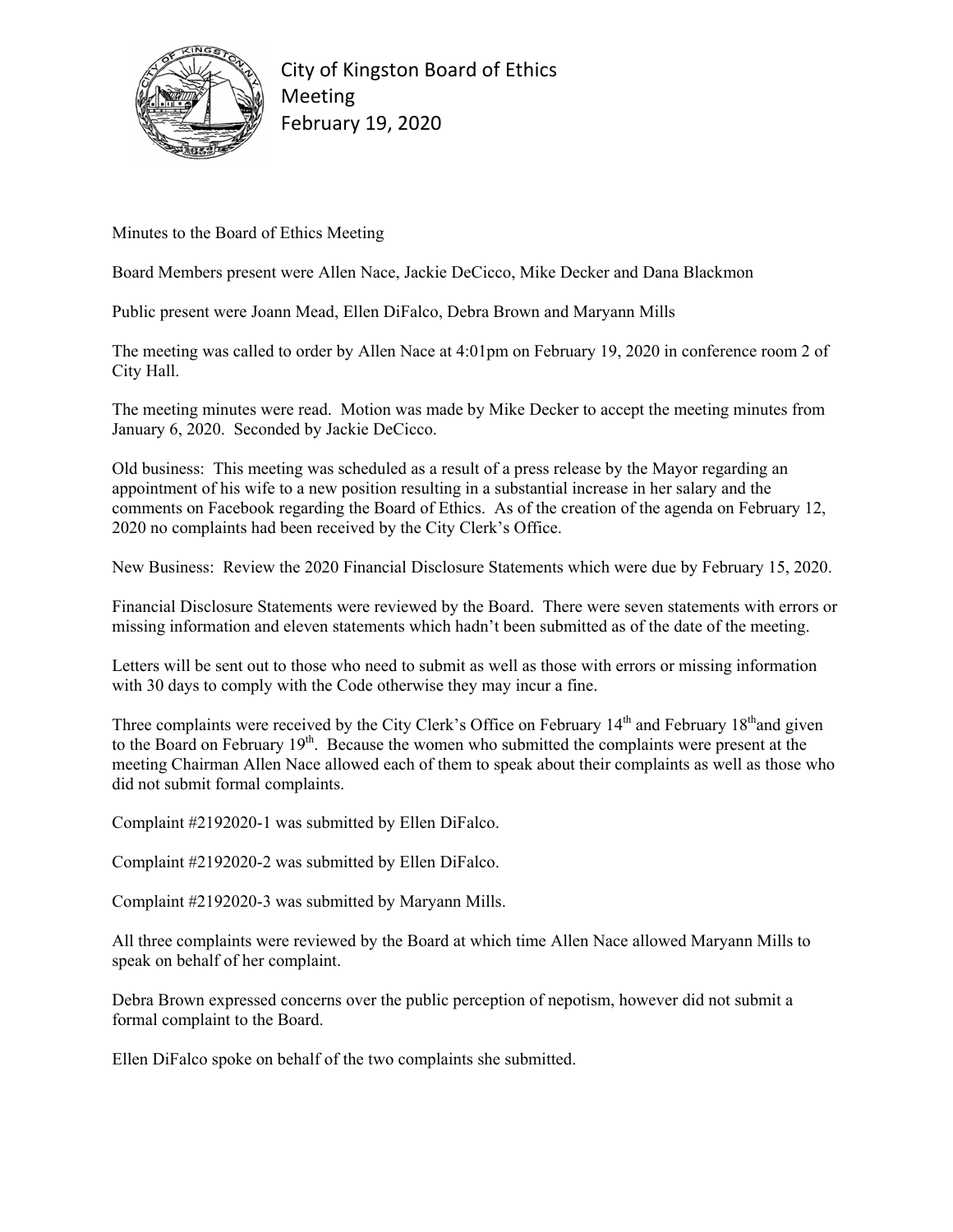# City of Kingston Board of Ethics Meeting February 19, 2020

Minutes to the Board of Ethics Meeting

Board Members present were Allen Nace, Jackie DeCicco, Mike Decker and Dana Blackmon

Public present were Joann Mead, Ellen DiFalco, Debra Brown and Maryann Mills

The meeting was called to order by Allen Nace at 4:01pm on February 19, 2020 in conference room 2 of City Hall.

The meeting minutes were read. Motion was made by Mike Decker to accept the meeting minutes from January 6, 2020. Seconded by Jackie DeCicco.

Old business: This meeting was scheduled as a result of a press release by the Mayor regarding an appointment of his wife to a new position resulting in a substantial increase in her salary and the comments on Facebook regarding the Board of Ethics. As of the creation of the agenda on February 12, 2020 no complaints had been received by the City Clerk's Office.

New Business: Review the 2020 Financial Disclosure Statements which were due by February 15, 2020.

Financial Disclosure Statements were reviewed by the Board. There were seven statements with errors or missing information and eleven statements which hadn't been submitted as of the date of the meeting.

Letters will be sent out to those who need to submit as well as those with errors or missing information with 30 days to comply with the Code otherwise they may incur a fine.

Three complaints were received by the City Clerk's Office on February 14th and February 18th and given to the Board on February 19th. Because the women who submitted the complaints were present at the meeting Chairman Allen Nace allowed each of them to speak about their complaints as well as those who did not submit formal complaints.

Complaint #2192020-1 was submitted by Ellen DiFalco.

Complaint #2192020-2 was submitted by Ellen DiFalco.

Complaint #2192020-3 was submitted by Maryann Mills.

All three complaints were reviewed by the Board at which time Allen Nace allowed Maryann Mills to speak on behalf of her complaint.

Debra Brown expressed concerns over the public perception of nepotism, however did not submit a formal complaint to the Board.

Ellen DiFalco spoke on behalf of the two complaints she submitted.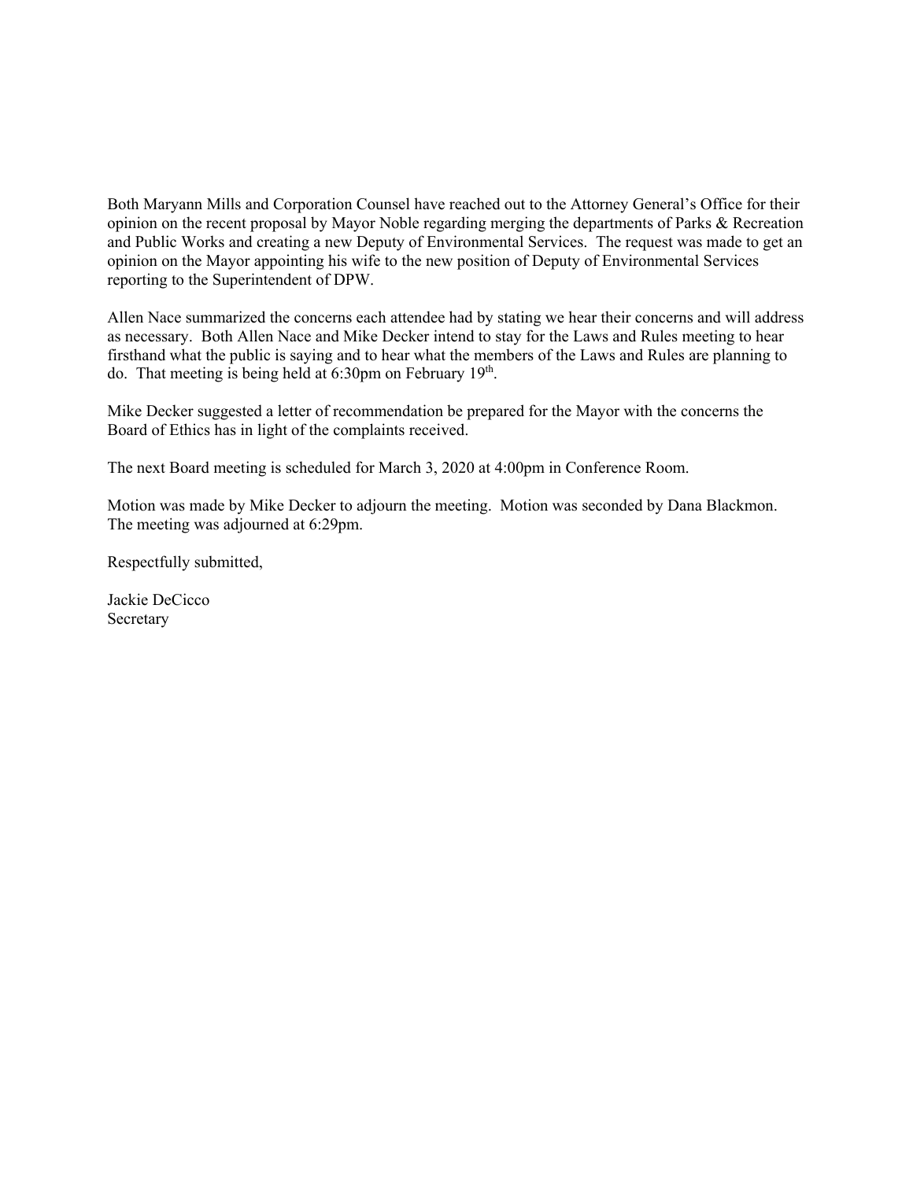Both Maryann Mills and Corporation Counsel have reached out to the Attorney General's Office for their opinion on the recent proposal by Mayor Noble regarding merging the departments of Parks & Recreation and Public Works and creating a new Deputy of Environmental Services. The request was made to get an opinion on the Mayor appointing his wife to the new position of Deputy of Environmental Services reporting to the Superintendent of DPW.

Allen Nace summarized the concerns each attendee had by stating we hear their concerns and will address as necessary. Both Allen Nace and Mike Decker intend to stay for the Laws and Rules meeting to hear firsthand what the public is saying and to hear what the members of the Laws and Rules are planning to do. That meeting is being held at 6:30pm on February 19th.

Mike Decker suggested a letter of recommendation be prepared for the Mayor with the concerns the Board of Ethics has in light of the complaints received.

The next Board meeting is scheduled for March 3, 2020 at 4:00pm in Conference Room.

Motion was made by Mike Decker to adjourn the meeting. Motion was seconded by Dana Blackmon. The meeting was adjourned at 6:29pm.

Respectfully submitted,

Jackie DeCicco
Secretary